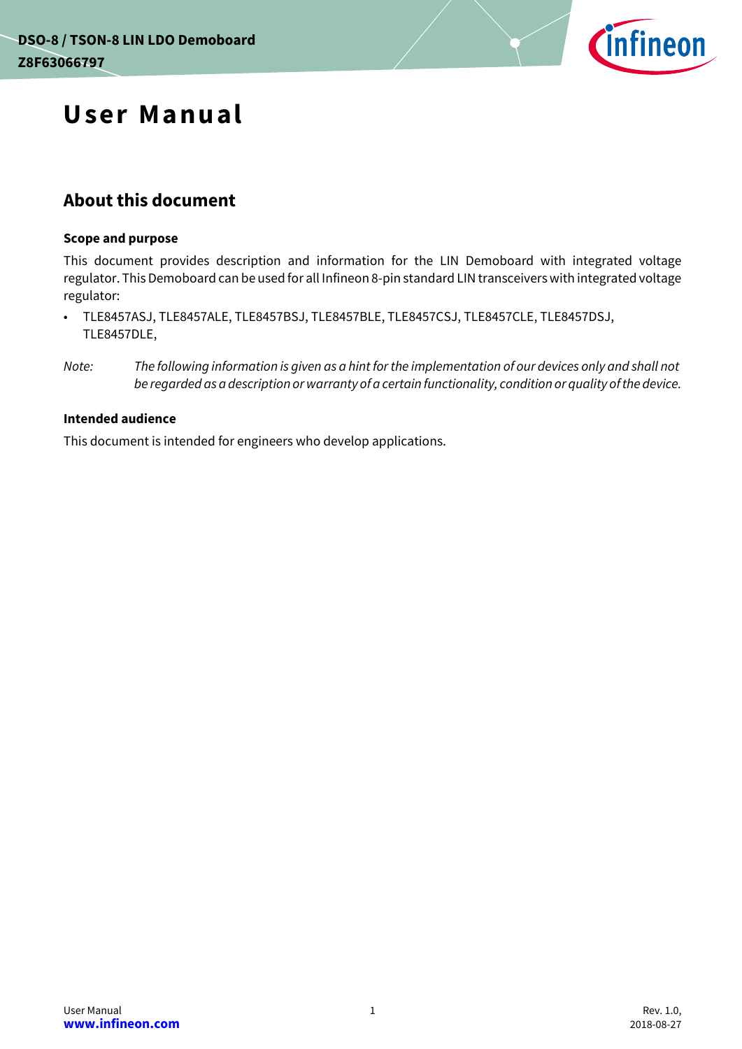# User Manual

## About this document

### Scope and purpose

This document provides description and information for the LIN Demoboard with integrated voltage regulator. This Demoboard can be used for all Infineon 8-pin standard LIN transceivers with integrated voltage regulator:

- TLE8457ASJ, TLE8457ALE, TLE8457BSJ, TLE8457BLE, TLE8457CSJ, TLE8457CLE, TLE8457DSJ, TLE8457DLE,

*Note: The following information is given as a hint for the implementation of our devices only and shall not be regarded as a description or warranty of a certain functionality, condition or quality of the device.*

### Intended audience

This document is intended for engineers who develop applications.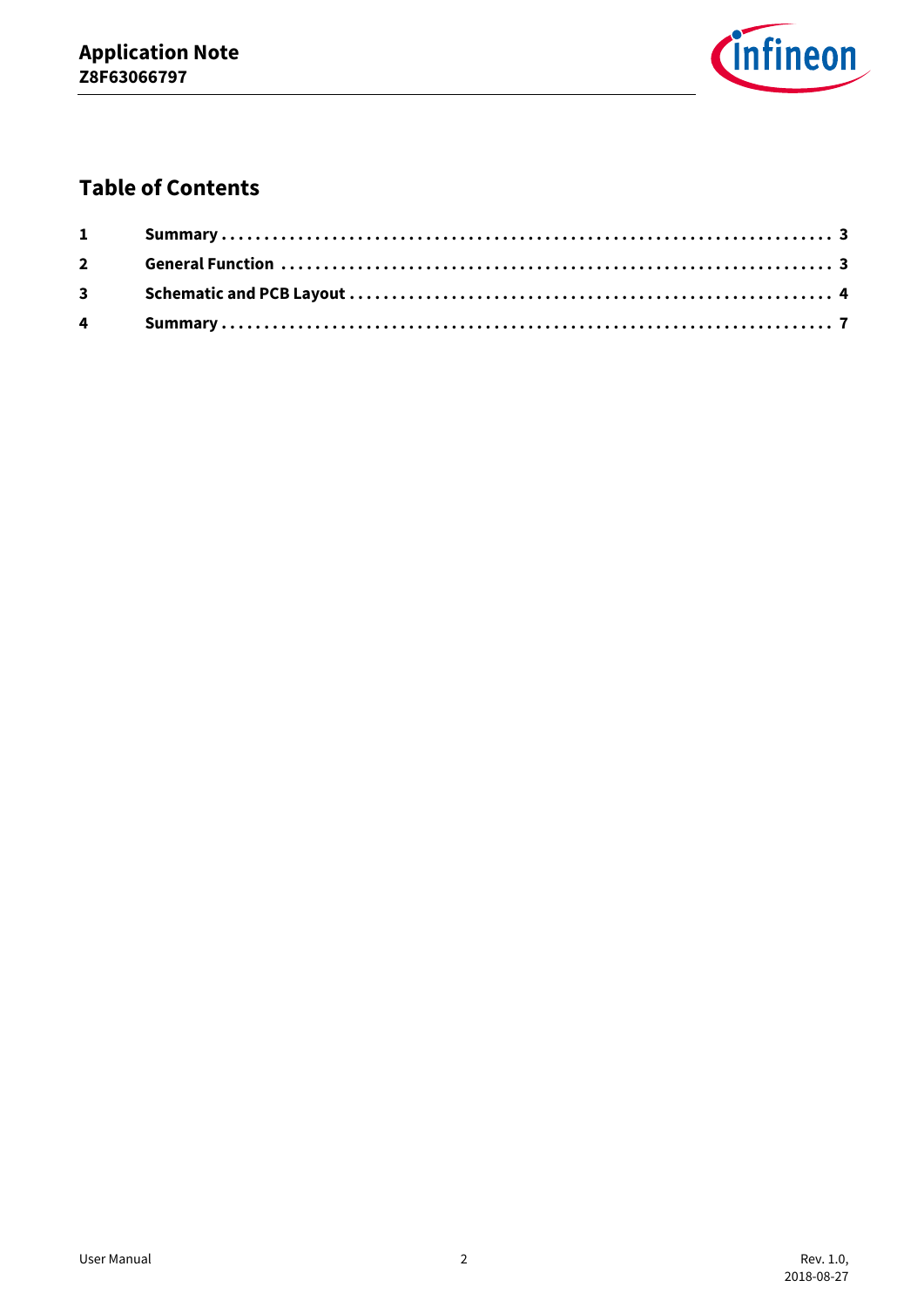## Table of Contents

| | | |
|---|---|---|
| 1 | Summary | 3 |
| 2 | General Function | 3 |
| 3 | Schematic and PCB Layout | 4 |
| 4 | Summary | 7 |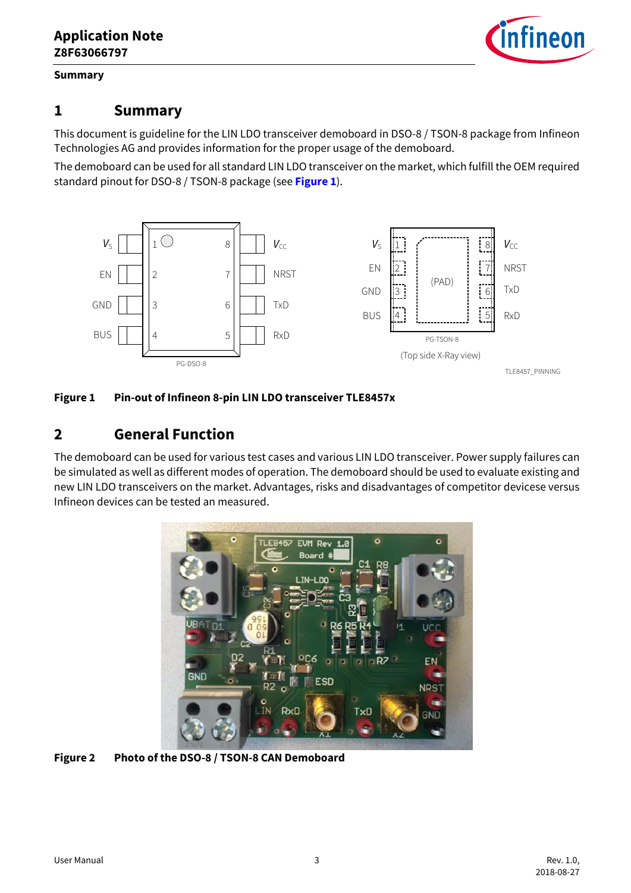# 1 Summary

This document is guideline for the LIN LDO transceiver demoboard in DSO-8 / TSON-8 package from Infineon Technologies AG and provides information for the proper usage of the demoboard.

The demoboard can be used for all standard LIN LDO transceiver on the market, which fulfill the OEM required standard pinout for DSO-8 / TSON-8 package (see **Figure 1**).

**Figure 1** Pin-out of Infineon 8-pin LIN LDO transceiver TLE8457x

# 2 General Function

The demoboard can be used for various test cases and various LIN LDO transceiver. Power supply failures can be simulated as well as different modes of operation. The demoboard should be used to evaluate existing and new LIN LDO transceivers on the market. Advantages, risks and disadvantages of competitor devicese versus Infineon devices can be tested an measured.

**Figure 2** Photo of the DSO-8 / TSON-8 CAN Demoboard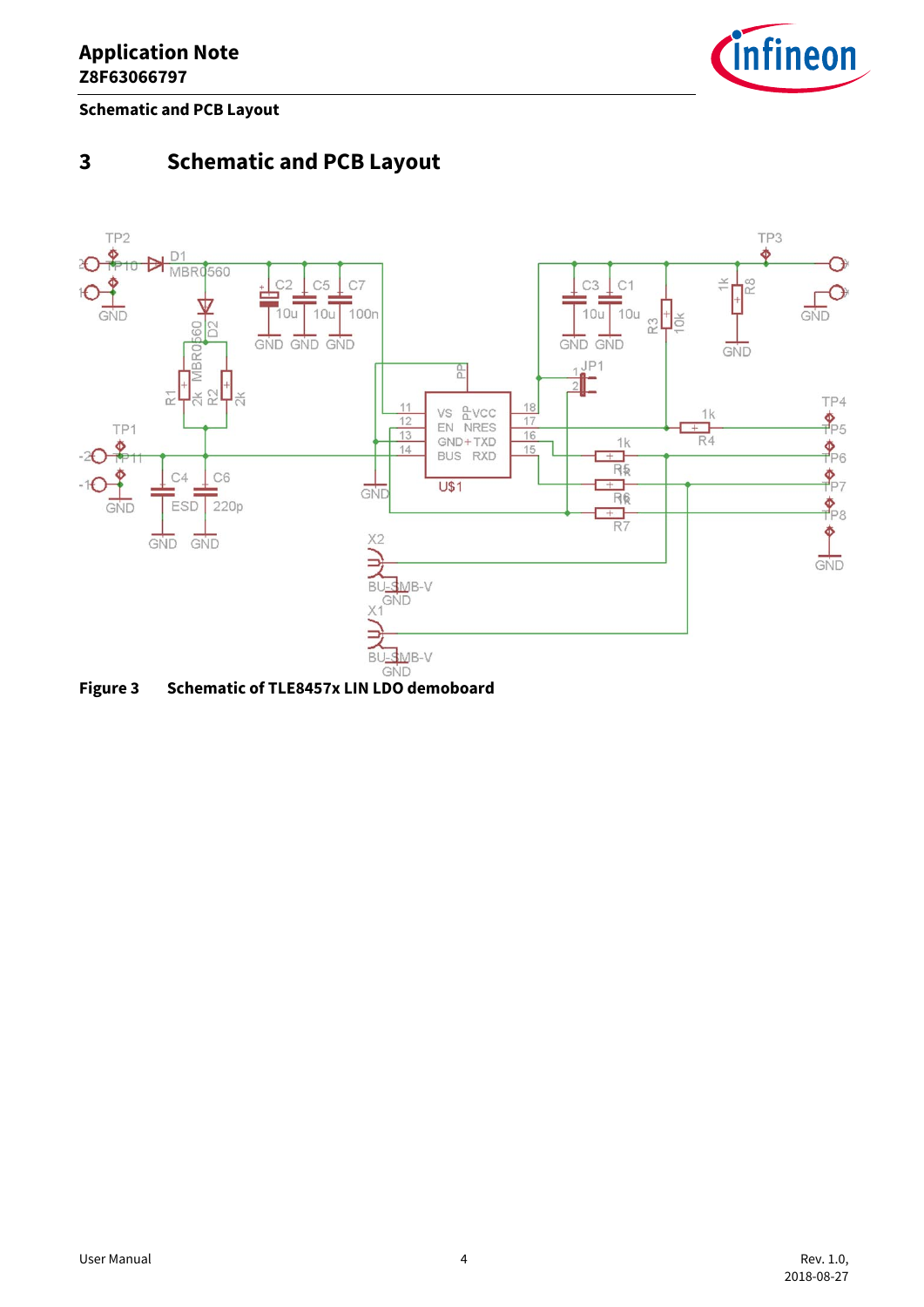# 3 Schematic and PCB Layout

Figure 3 Schematic of TLE8457x LIN LDO demoboard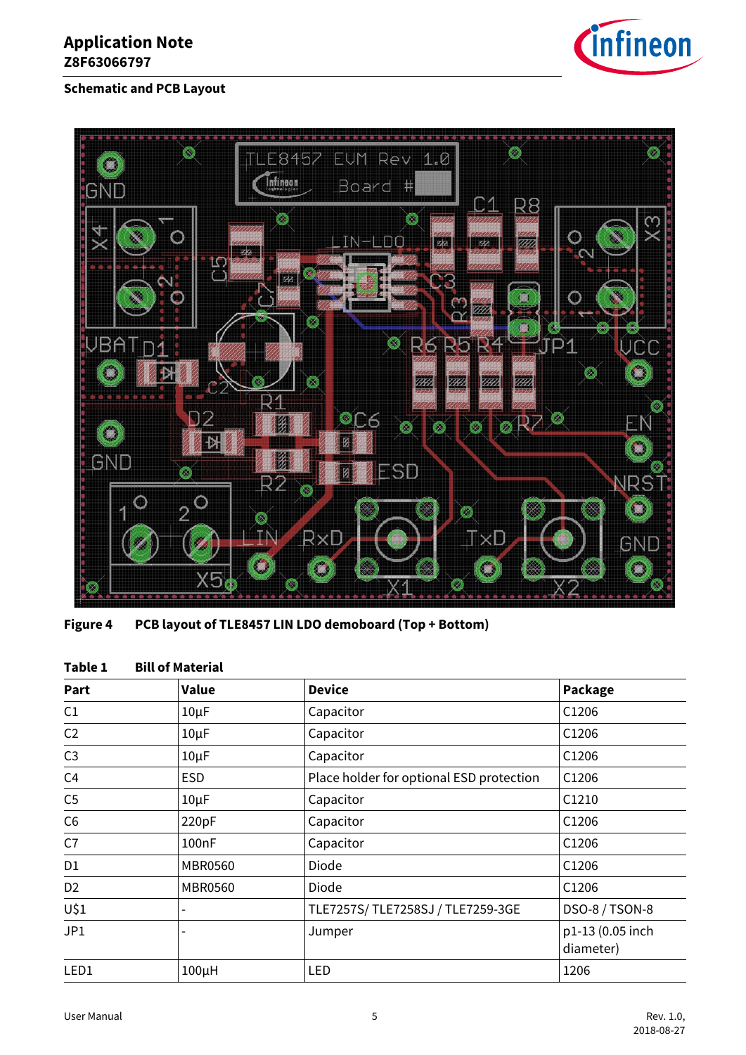## Schematic and PCB Layout

**Figure 4** PCB layout of TLE8457 LIN LDO demoboard (Top + Bottom)

**Table 1** Bill of Material

| Part | Value | Device | Package |
|---|---|---|---|
| C1 | 10µF | Capacitor | C1206 |
| C2 | 10µF | Capacitor | C1206 |
| C3 | 10µF | Capacitor | C1206 |
| C4 | ESD | Place holder for optional ESD protection | C1206 |
| C5 | 10µF | Capacitor | C1210 |
| C6 | 220pF | Capacitor | C1206 |
| C7 | 100nF | Capacitor | C1206 |
| D1 | MBR0560 | Diode | C1206 |
| D2 | MBR0560 | Diode | C1206 |
| U$1 | - | TLE7257S/ TLE7258SJ / TLE7259-3GE | DSO-8 / TSON-8 |
| JP1 | - | Jumper | p1-13 (0.05 inch diameter) |
| LED1 | 100µH | LED | 1206 |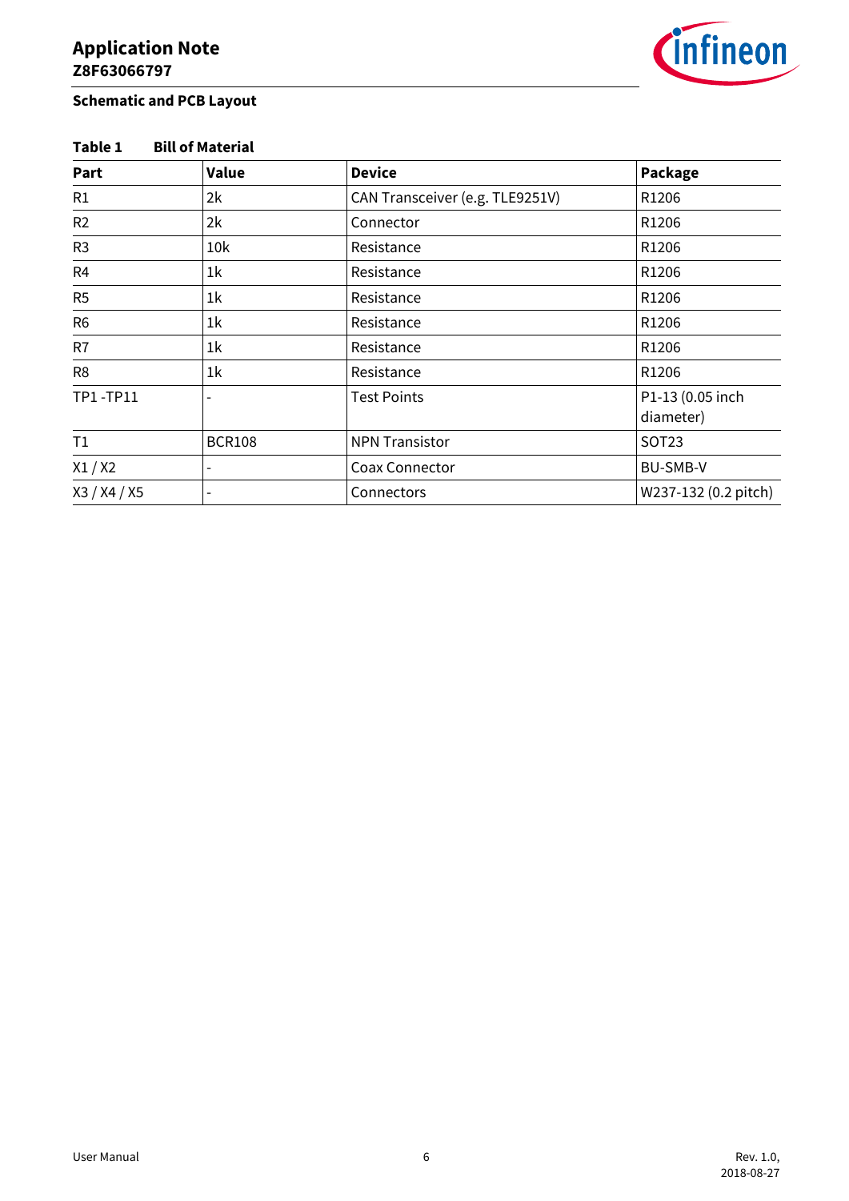**Table 1 Bill of Material**

| Part | Value | Device | Package |
|---|---|---|---|
| R1 | 2k | CAN Transceiver (e.g. TLE9251V) | R1206 |
| R2 | 2k | Connector | R1206 |
| R3 | 10k | Resistance | R1206 |
| R4 | 1k | Resistance | R1206 |
| R5 | 1k | Resistance | R1206 |
| R6 | 1k | Resistance | R1206 |
| R7 | 1k | Resistance | R1206 |
| R8 | 1k | Resistance | R1206 |
| TP1 -TP11 | - | Test Points | P1-13 (0.05 inch diameter) |
| T1 | BCR108 | NPN Transistor | SOT23 |
| X1 / X2 | - | Coax Connector | BU-SMB-V |
| X3 / X4 / X5 | - | Connectors | W237-132 (0.2 pitch) |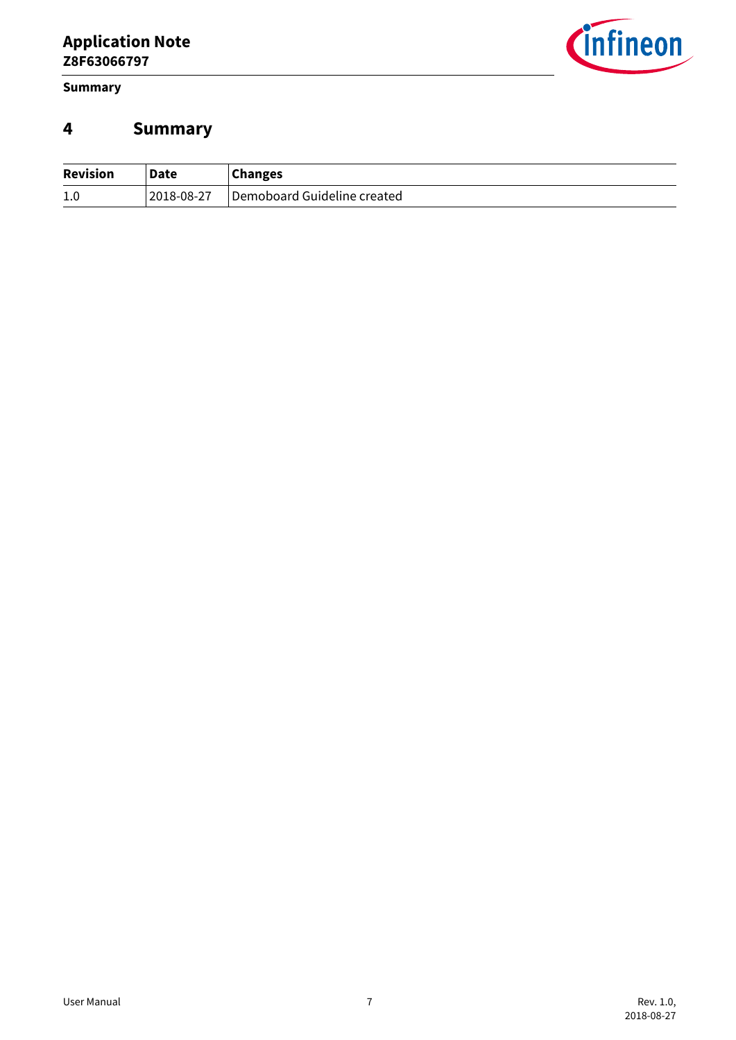# 4 Summary

| Revision | Date | Changes |
|---|---|---|
| 1.0 | 2018-08-27 | Demoboard Guideline created |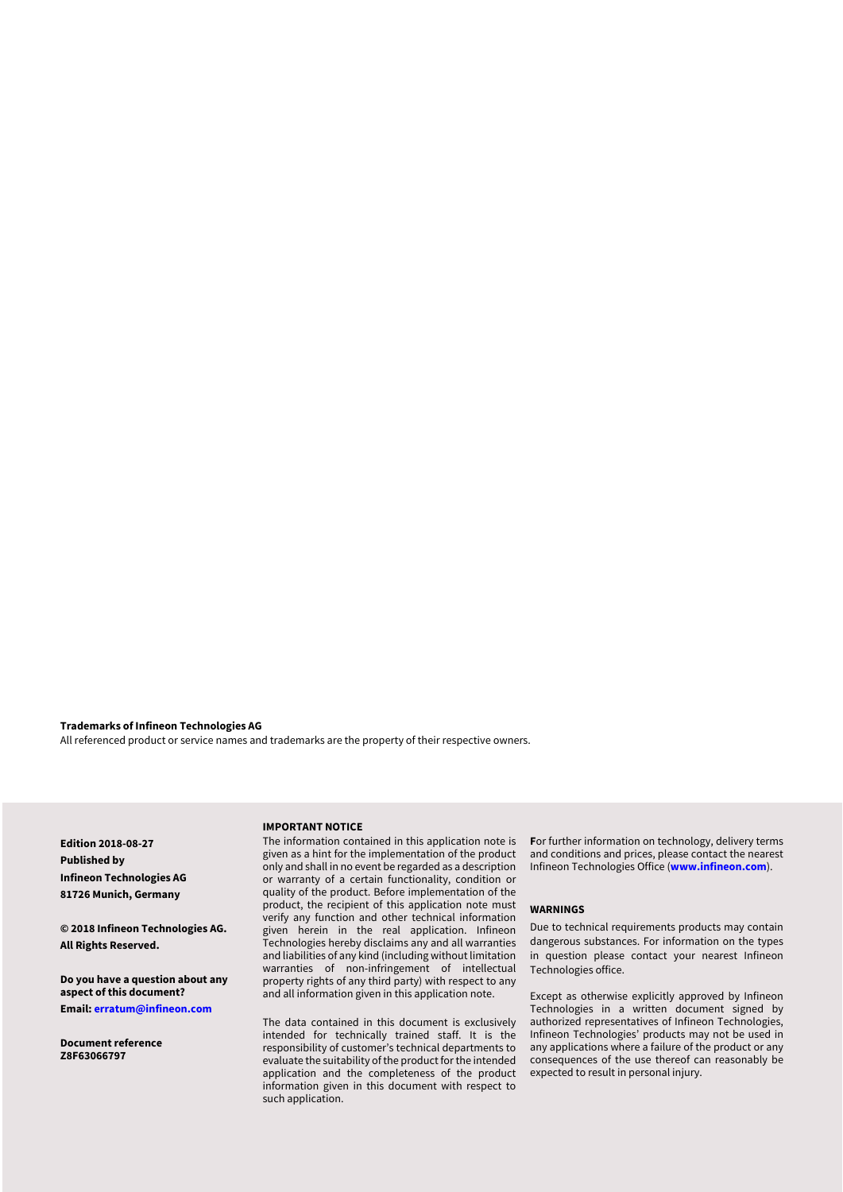**Trademarks of Infineon Technologies AG**
All referenced product or service names and trademarks are the property of their respective owners.

**Edition 2018-08-27**
**Published by**
**Infineon Technologies AG**
**81726 Munich, Germany**

**© 2018 Infineon Technologies AG.**
**All Rights Reserved.**

**Do you have a question about any aspect of this document?**
**Email: erratum@infineon.com**

**Document reference**
**Z8F63066797**

**IMPORTANT NOTICE**

The information contained in this application note is given as a hint for the implementation of the product only and shall in no event be regarded as a description or warranty of a certain functionality, condition or quality of the product. Before implementation of the product, the recipient of this application note must verify any function and other technical information given herein in the real application. Infineon Technologies hereby disclaims any and all warranties and liabilities of any kind (including without limitation warranties of non-infringement of intellectual property rights of any third party) with respect to any and all information given in this application note.

The data contained in this document is exclusively intended for technically trained staff. It is the responsibility of customer's technical departments to evaluate the suitability of the product for the intended application and the completeness of the product information given in this document with respect to such application.

For further information on technology, delivery terms and conditions and prices, please contact the nearest Infineon Technologies Office (**www.infineon.com**).

**WARNINGS**

Due to technical requirements products may contain dangerous substances. For information on the types in question please contact your nearest Infineon Technologies office.

Except as otherwise explicitly approved by Infineon Technologies in a written document signed by authorized representatives of Infineon Technologies, Infineon Technologies' products may not be used in any applications where a failure of the product or any consequences of the use thereof can reasonably be expected to result in personal injury.